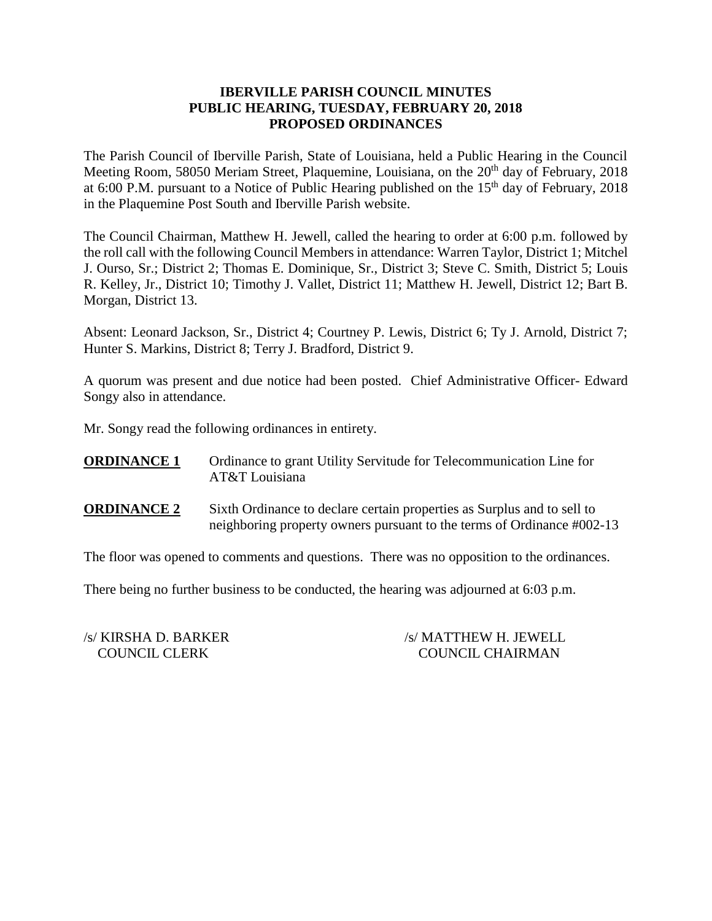**IBERVILLE PARISH COUNCIL MINUTES**
**PUBLIC HEARING, TUESDAY, FEBRUARY 20, 2018**
**PROPOSED ORDINANCES**

The Parish Council of Iberville Parish, State of Louisiana, held a Public Hearing in the Council Meeting Room, 58050 Meriam Street, Plaquemine, Louisiana, on the 20th day of February, 2018 at 6:00 P.M. pursuant to a Notice of Public Hearing published on the 15th day of February, 2018 in the Plaquemine Post South and Iberville Parish website.

The Council Chairman, Matthew H. Jewell, called the hearing to order at 6:00 p.m. followed by the roll call with the following Council Members in attendance: Warren Taylor, District 1; Mitchel J. Ourso, Sr.; District 2; Thomas E. Dominique, Sr., District 3; Steve C. Smith, District 5; Louis R. Kelley, Jr., District 10; Timothy J. Vallet, District 11; Matthew H. Jewell, District 12; Bart B. Morgan, District 13.

Absent: Leonard Jackson, Sr., District 4; Courtney P. Lewis, District 6; Ty J. Arnold, District 7; Hunter S. Markins, District 8; Terry J. Bradford, District 9.

A quorum was present and due notice had been posted. Chief Administrative Officer- Edward Songy also in attendance.

Mr. Songy read the following ordinances in entirety.

**ORDINANCE 1** Ordinance to grant Utility Servitude for Telecommunication Line for AT&T Louisiana

**ORDINANCE 2** Sixth Ordinance to declare certain properties as Surplus and to sell to neighboring property owners pursuant to the terms of Ordinance #002-13

The floor was opened to comments and questions. There was no opposition to the ordinances.

There being no further business to be conducted, the hearing was adjourned at 6:03 p.m.

/s/ KIRSHA D. BARKER
COUNCIL CLERK

/s/ MATTHEW H. JEWELL
COUNCIL CHAIRMAN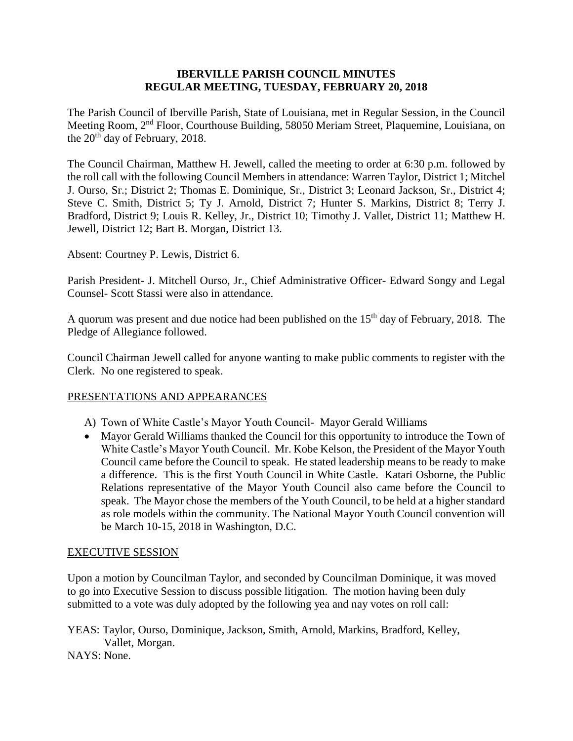# IBERVILLE PARISH COUNCIL MINUTES
## REGULAR MEETING, TUESDAY, FEBRUARY 20, 2018

The Parish Council of Iberville Parish, State of Louisiana, met in Regular Session, in the Council Meeting Room, 2nd Floor, Courthouse Building, 58050 Meriam Street, Plaquemine, Louisiana, on the 20th day of February, 2018.

The Council Chairman, Matthew H. Jewell, called the meeting to order at 6:30 p.m. followed by the roll call with the following Council Members in attendance: Warren Taylor, District 1; Mitchel J. Ourso, Sr.; District 2; Thomas E. Dominique, Sr., District 3; Leonard Jackson, Sr., District 4; Steve C. Smith, District 5; Ty J. Arnold, District 7; Hunter S. Markins, District 8; Terry J. Bradford, District 9; Louis R. Kelley, Jr., District 10; Timothy J. Vallet, District 11; Matthew H. Jewell, District 12; Bart B. Morgan, District 13.

Absent: Courtney P. Lewis, District 6.

Parish President- J. Mitchell Ourso, Jr., Chief Administrative Officer- Edward Songy and Legal Counsel- Scott Stassi were also in attendance.

A quorum was present and due notice had been published on the 15th day of February, 2018. The Pledge of Allegiance followed.

Council Chairman Jewell called for anyone wanting to make public comments to register with the Clerk. No one registered to speak.

PRESENTATIONS AND APPEARANCES

A) Town of White Castle's Mayor Youth Council- Mayor Gerald Williams

- Mayor Gerald Williams thanked the Council for this opportunity to introduce the Town of White Castle's Mayor Youth Council. Mr. Kobe Kelson, the President of the Mayor Youth Council came before the Council to speak. He stated leadership means to be ready to make a difference. This is the first Youth Council in White Castle. Katari Osborne, the Public Relations representative of the Mayor Youth Council also came before the Council to speak. The Mayor chose the members of the Youth Council, to be held at a higher standard as role models within the community. The National Mayor Youth Council convention will be March 10-15, 2018 in Washington, D.C.

EXECUTIVE SESSION

Upon a motion by Councilman Taylor, and seconded by Councilman Dominique, it was moved to go into Executive Session to discuss possible litigation. The motion having been duly submitted to a vote was duly adopted by the following yea and nay votes on roll call:

YEAS: Taylor, Ourso, Dominique, Jackson, Smith, Arnold, Markins, Bradford, Kelley, Vallet, Morgan.
NAYS: None.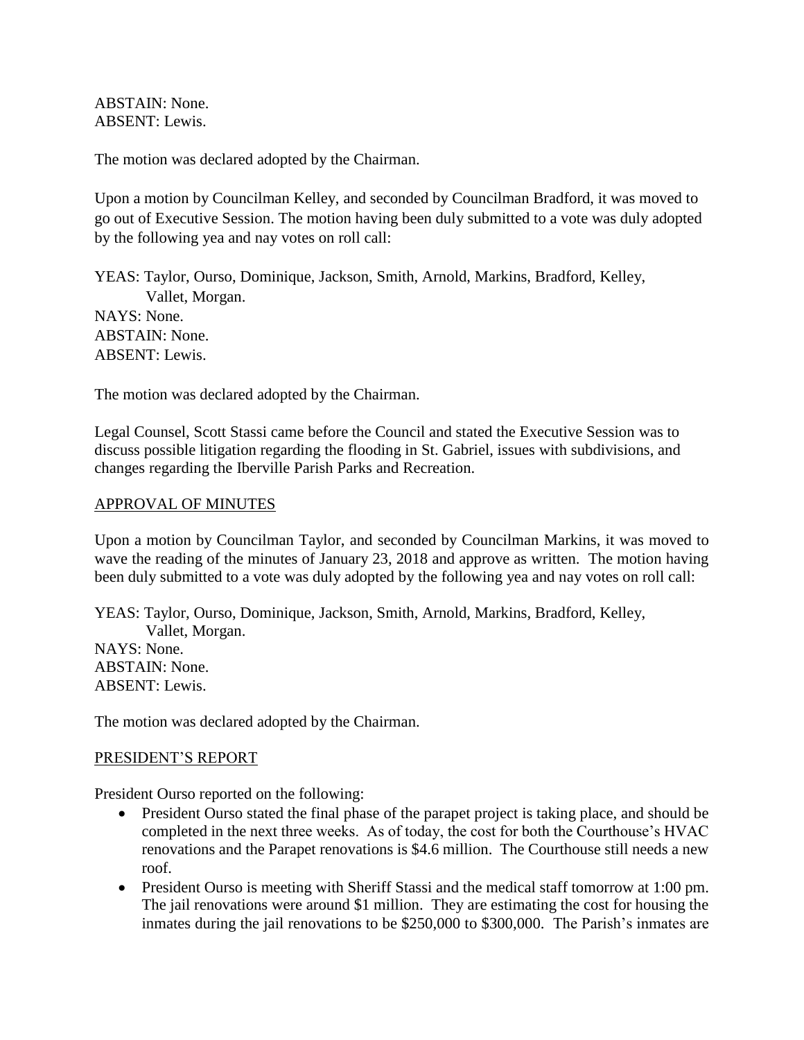ABSTAIN: None.
ABSENT: Lewis.

The motion was declared adopted by the Chairman.

Upon a motion by Councilman Kelley, and seconded by Councilman Bradford, it was moved to go out of Executive Session. The motion having been duly submitted to a vote was duly adopted by the following yea and nay votes on roll call:

YEAS: Taylor, Ourso, Dominique, Jackson, Smith, Arnold, Markins, Bradford, Kelley, Vallet, Morgan.
NAYS: None.
ABSTAIN: None.
ABSENT: Lewis.

The motion was declared adopted by the Chairman.

Legal Counsel, Scott Stassi came before the Council and stated the Executive Session was to discuss possible litigation regarding the flooding in St. Gabriel, issues with subdivisions, and changes regarding the Iberville Parish Parks and Recreation.

## APPROVAL OF MINUTES

Upon a motion by Councilman Taylor, and seconded by Councilman Markins, it was moved to wave the reading of the minutes of January 23, 2018 and approve as written. The motion having been duly submitted to a vote was duly adopted by the following yea and nay votes on roll call:

YEAS: Taylor, Ourso, Dominique, Jackson, Smith, Arnold, Markins, Bradford, Kelley, Vallet, Morgan.
NAYS: None.
ABSTAIN: None.
ABSENT: Lewis.

The motion was declared adopted by the Chairman.

## PRESIDENT'S REPORT

President Ourso reported on the following:

- President Ourso stated the final phase of the parapet project is taking place, and should be completed in the next three weeks. As of today, the cost for both the Courthouse's HVAC renovations and the Parapet renovations is $4.6 million. The Courthouse still needs a new roof.
- President Ourso is meeting with Sheriff Stassi and the medical staff tomorrow at 1:00 pm. The jail renovations were around $1 million. They are estimating the cost for housing the inmates during the jail renovations to be $250,000 to $300,000. The Parish's inmates are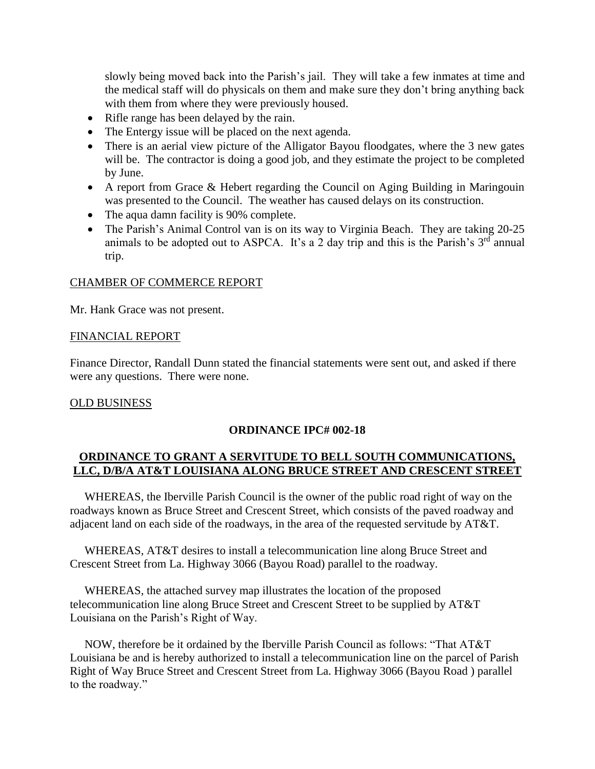slowly being moved back into the Parish's jail. They will take a few inmates at time and the medical staff will do physicals on them and make sure they don't bring anything back with them from where they were previously housed.

- Rifle range has been delayed by the rain.
- The Entergy issue will be placed on the next agenda.
- There is an aerial view picture of the Alligator Bayou floodgates, where the 3 new gates will be. The contractor is doing a good job, and they estimate the project to be completed by June.
- A report from Grace & Hebert regarding the Council on Aging Building in Maringouin was presented to the Council. The weather has caused delays on its construction.
- The aqua damn facility is 90% complete.
- The Parish's Animal Control van is on its way to Virginia Beach. They are taking 20-25 animals to be adopted out to ASPCA. It's a 2 day trip and this is the Parish's 3rd annual trip.

CHAMBER OF COMMERCE REPORT

Mr. Hank Grace was not present.

FINANCIAL REPORT

Finance Director, Randall Dunn stated the financial statements were sent out, and asked if there were any questions. There were none.

OLD BUSINESS

**ORDINANCE IPC# 002-18**

**ORDINANCE TO GRANT A SERVITUDE TO BELL SOUTH COMMUNICATIONS, LLC, D/B/A AT&T LOUISIANA ALONG BRUCE STREET AND CRESCENT STREET**

WHEREAS, the Iberville Parish Council is the owner of the public road right of way on the roadways known as Bruce Street and Crescent Street, which consists of the paved roadway and adjacent land on each side of the roadways, in the area of the requested servitude by AT&T.

WHEREAS, AT&T desires to install a telecommunication line along Bruce Street and Crescent Street from La. Highway 3066 (Bayou Road) parallel to the roadway.

WHEREAS, the attached survey map illustrates the location of the proposed telecommunication line along Bruce Street and Crescent Street to be supplied by AT&T Louisiana on the Parish's Right of Way.

NOW, therefore be it ordained by the Iberville Parish Council as follows: "That AT&T Louisiana be and is hereby authorized to install a telecommunication line on the parcel of Parish Right of Way Bruce Street and Crescent Street from La. Highway 3066 (Bayou Road ) parallel to the roadway."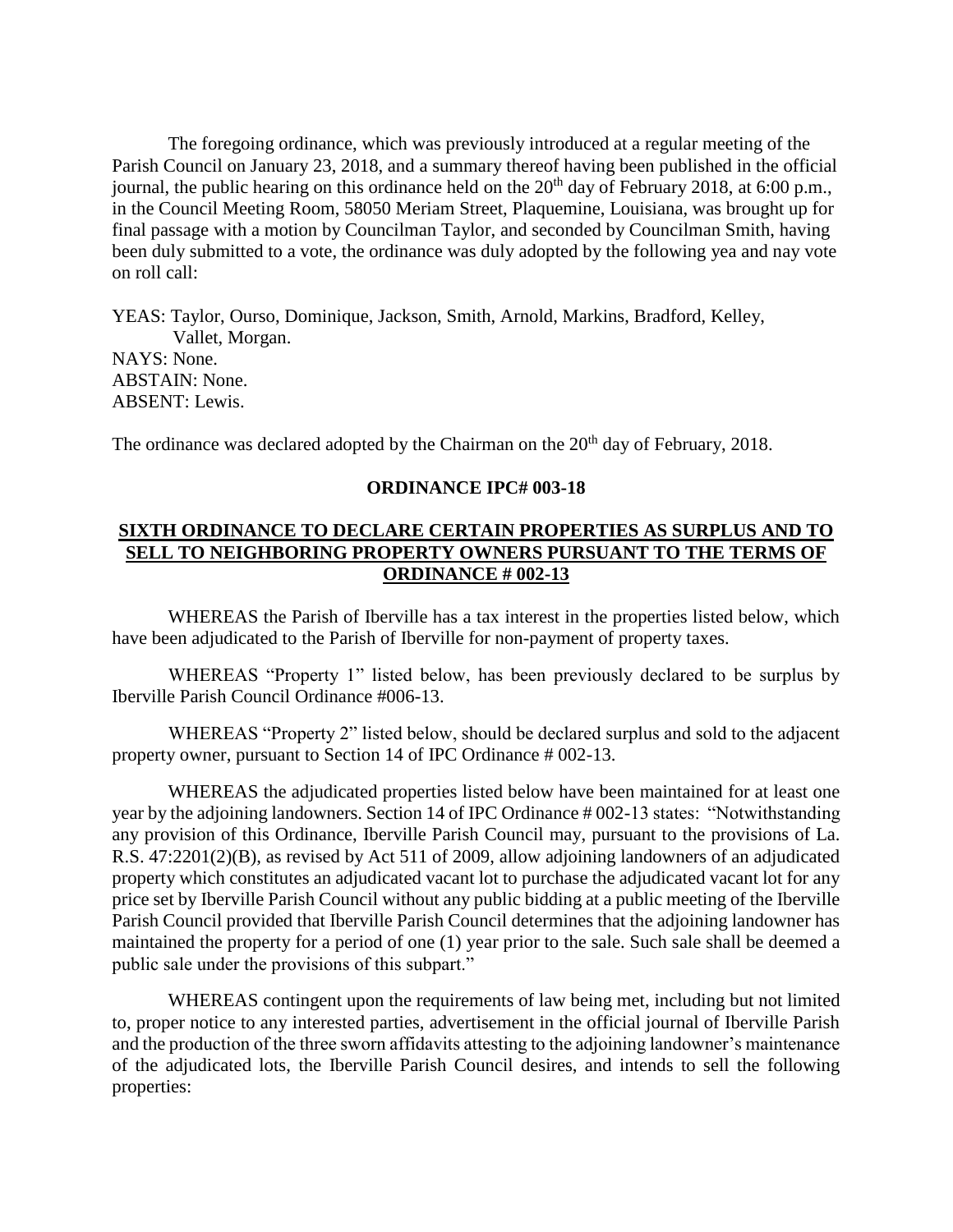The foregoing ordinance, which was previously introduced at a regular meeting of the Parish Council on January 23, 2018, and a summary thereof having been published in the official journal, the public hearing on this ordinance held on the 20th day of February 2018, at 6:00 p.m., in the Council Meeting Room, 58050 Meriam Street, Plaquemine, Louisiana, was brought up for final passage with a motion by Councilman Taylor, and seconded by Councilman Smith, having been duly submitted to a vote, the ordinance was duly adopted by the following yea and nay vote on roll call:

YEAS: Taylor, Ourso, Dominique, Jackson, Smith, Arnold, Markins, Bradford, Kelley, Vallet, Morgan.
NAYS: None.
ABSTAIN: None.
ABSENT: Lewis.

The ordinance was declared adopted by the Chairman on the 20th day of February, 2018.

**ORDINANCE IPC# 003-18**

**SIXTH ORDINANCE TO DECLARE CERTAIN PROPERTIES AS SURPLUS AND TO SELL TO NEIGHBORING PROPERTY OWNERS PURSUANT TO THE TERMS OF ORDINANCE # 002-13**

WHEREAS the Parish of Iberville has a tax interest in the properties listed below, which have been adjudicated to the Parish of Iberville for non-payment of property taxes.

WHEREAS "Property 1" listed below, has been previously declared to be surplus by Iberville Parish Council Ordinance #006-13.

WHEREAS "Property 2" listed below, should be declared surplus and sold to the adjacent property owner, pursuant to Section 14 of IPC Ordinance # 002-13.

WHEREAS the adjudicated properties listed below have been maintained for at least one year by the adjoining landowners. Section 14 of IPC Ordinance # 002-13 states: "Notwithstanding any provision of this Ordinance, Iberville Parish Council may, pursuant to the provisions of La. R.S. 47:2201(2)(B), as revised by Act 511 of 2009, allow adjoining landowners of an adjudicated property which constitutes an adjudicated vacant lot to purchase the adjudicated vacant lot for any price set by Iberville Parish Council without any public bidding at a public meeting of the Iberville Parish Council provided that Iberville Parish Council determines that the adjoining landowner has maintained the property for a period of one (1) year prior to the sale. Such sale shall be deemed a public sale under the provisions of this subpart."

WHEREAS contingent upon the requirements of law being met, including but not limited to, proper notice to any interested parties, advertisement in the official journal of Iberville Parish and the production of the three sworn affidavits attesting to the adjoining landowner's maintenance of the adjudicated lots, the Iberville Parish Council desires, and intends to sell the following properties: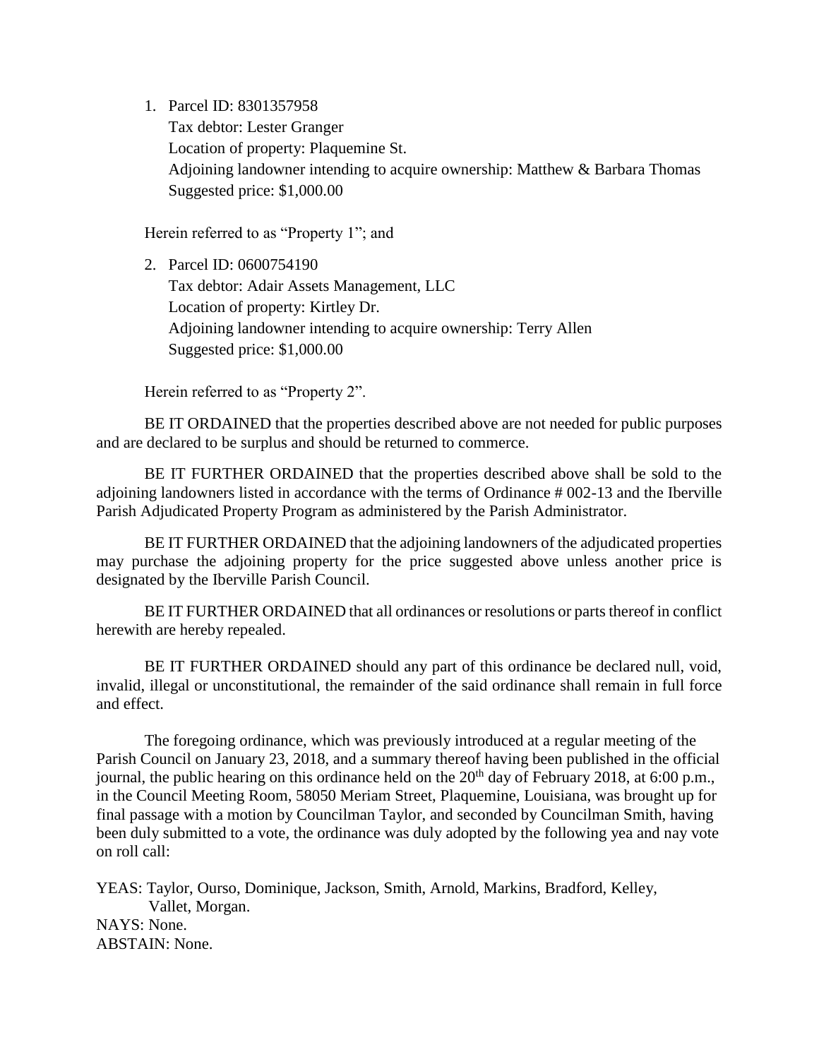1. Parcel ID: 8301357958
   Tax debtor: Lester Granger
   Location of property: Plaquemine St.
   Adjoining landowner intending to acquire ownership: Matthew & Barbara Thomas
   Suggested price: $1,000.00

   Herein referred to as "Property 1"; and

2. Parcel ID: 0600754190
   Tax debtor: Adair Assets Management, LLC
   Location of property: Kirtley Dr.
   Adjoining landowner intending to acquire ownership: Terry Allen
   Suggested price: $1,000.00

   Herein referred to as "Property 2".

BE IT ORDAINED that the properties described above are not needed for public purposes and are declared to be surplus and should be returned to commerce.

BE IT FURTHER ORDAINED that the properties described above shall be sold to the adjoining landowners listed in accordance with the terms of Ordinance # 002-13 and the Iberville Parish Adjudicated Property Program as administered by the Parish Administrator.

BE IT FURTHER ORDAINED that the adjoining landowners of the adjudicated properties may purchase the adjoining property for the price suggested above unless another price is designated by the Iberville Parish Council.

BE IT FURTHER ORDAINED that all ordinances or resolutions or parts thereof in conflict herewith are hereby repealed.

BE IT FURTHER ORDAINED should any part of this ordinance be declared null, void, invalid, illegal or unconstitutional, the remainder of the said ordinance shall remain in full force and effect.

The foregoing ordinance, which was previously introduced at a regular meeting of the Parish Council on January 23, 2018, and a summary thereof having been published in the official journal, the public hearing on this ordinance held on the 20th day of February 2018, at 6:00 p.m., in the Council Meeting Room, 58050 Meriam Street, Plaquemine, Louisiana, was brought up for final passage with a motion by Councilman Taylor, and seconded by Councilman Smith, having been duly submitted to a vote, the ordinance was duly adopted by the following yea and nay vote on roll call:

YEAS: Taylor, Ourso, Dominique, Jackson, Smith, Arnold, Markins, Bradford, Kelley, Vallet, Morgan.
NAYS: None.
ABSTAIN: None.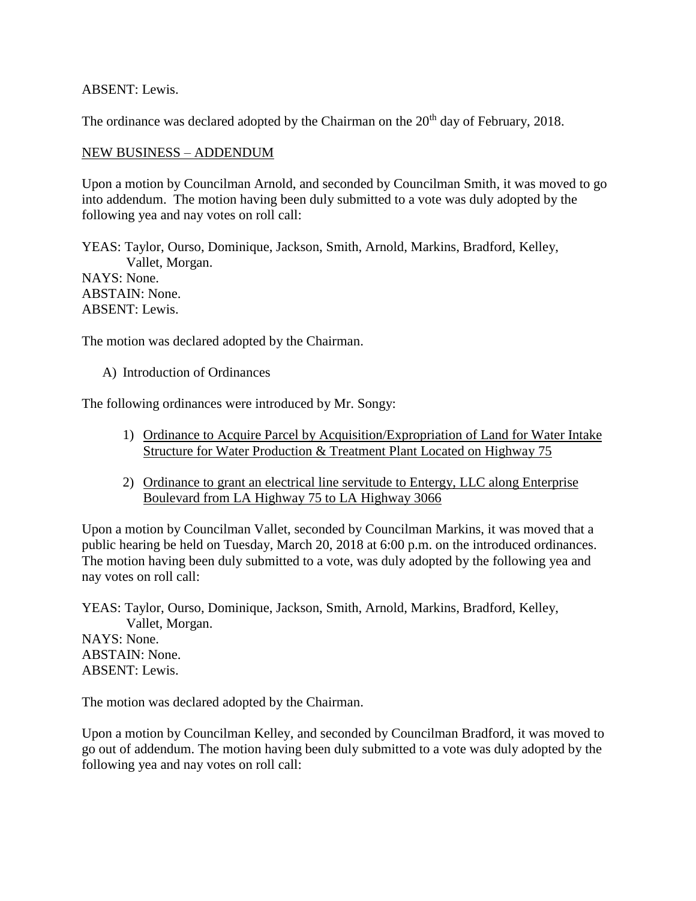ABSENT: Lewis.

The ordinance was declared adopted by the Chairman on the 20th day of February, 2018.

NEW BUSINESS – ADDENDUM

Upon a motion by Councilman Arnold, and seconded by Councilman Smith, it was moved to go into addendum. The motion having been duly submitted to a vote was duly adopted by the following yea and nay votes on roll call:

YEAS: Taylor, Ourso, Dominique, Jackson, Smith, Arnold, Markins, Bradford, Kelley, Vallet, Morgan.
NAYS: None.
ABSTAIN: None.
ABSENT: Lewis.

The motion was declared adopted by the Chairman.

A) Introduction of Ordinances

The following ordinances were introduced by Mr. Songy:

1) Ordinance to Acquire Parcel by Acquisition/Expropriation of Land for Water Intake Structure for Water Production & Treatment Plant Located on Highway 75

2) Ordinance to grant an electrical line servitude to Entergy, LLC along Enterprise Boulevard from LA Highway 75 to LA Highway 3066

Upon a motion by Councilman Vallet, seconded by Councilman Markins, it was moved that a public hearing be held on Tuesday, March 20, 2018 at 6:00 p.m. on the introduced ordinances. The motion having been duly submitted to a vote, was duly adopted by the following yea and nay votes on roll call:

YEAS: Taylor, Ourso, Dominique, Jackson, Smith, Arnold, Markins, Bradford, Kelley, Vallet, Morgan.
NAYS: None.
ABSTAIN: None.
ABSENT: Lewis.

The motion was declared adopted by the Chairman.

Upon a motion by Councilman Kelley, and seconded by Councilman Bradford, it was moved to go out of addendum. The motion having been duly submitted to a vote was duly adopted by the following yea and nay votes on roll call: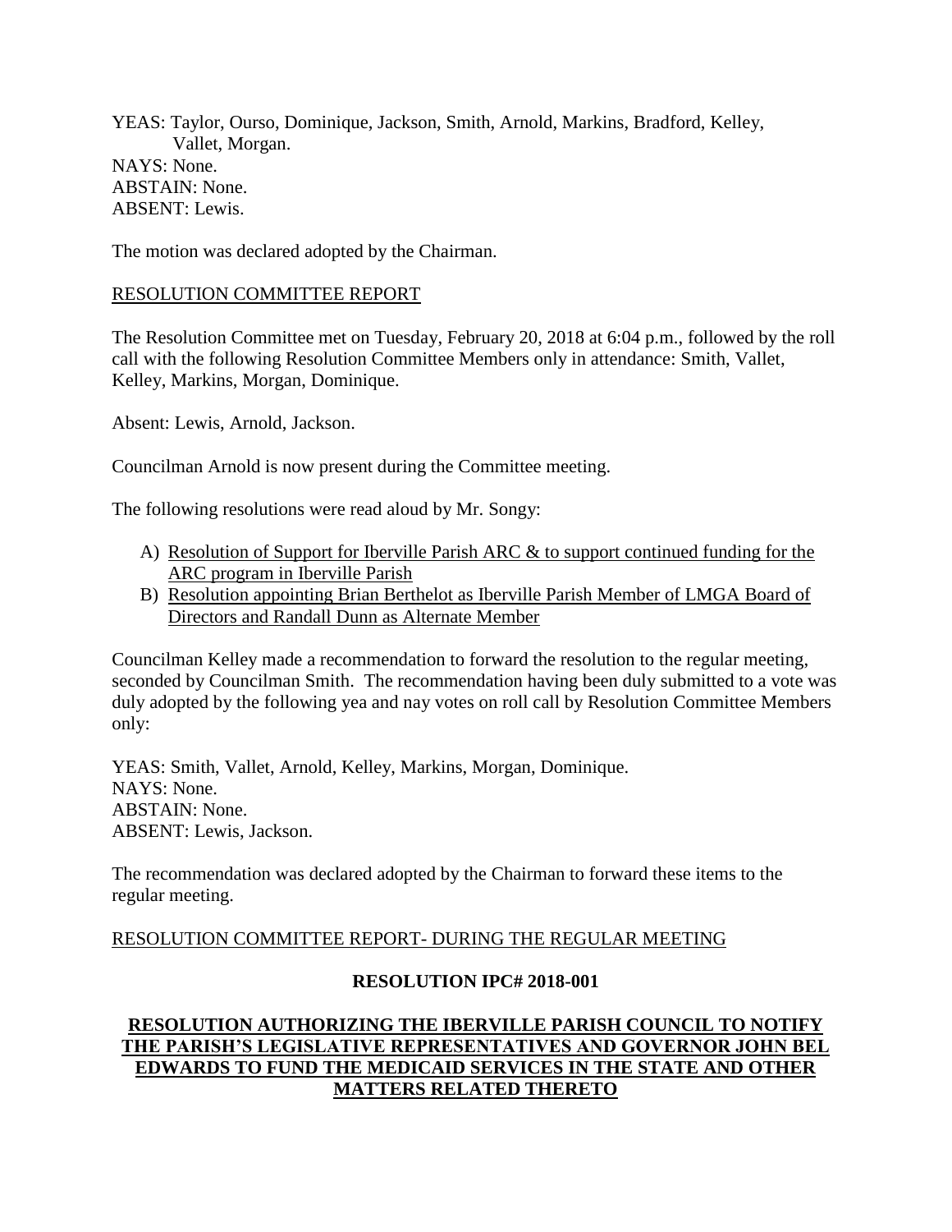YEAS: Taylor, Ourso, Dominique, Jackson, Smith, Arnold, Markins, Bradford, Kelley, Vallet, Morgan.
NAYS: None.
ABSTAIN: None.
ABSENT: Lewis.

The motion was declared adopted by the Chairman.

RESOLUTION COMMITTEE REPORT

The Resolution Committee met on Tuesday, February 20, 2018 at 6:04 p.m., followed by the roll call with the following Resolution Committee Members only in attendance: Smith, Vallet, Kelley, Markins, Morgan, Dominique.

Absent: Lewis, Arnold, Jackson.

Councilman Arnold is now present during the Committee meeting.

The following resolutions were read aloud by Mr. Songy:

A) Resolution of Support for Iberville Parish ARC & to support continued funding for the ARC program in Iberville Parish
B) Resolution appointing Brian Berthelot as Iberville Parish Member of LMGA Board of Directors and Randall Dunn as Alternate Member

Councilman Kelley made a recommendation to forward the resolution to the regular meeting, seconded by Councilman Smith. The recommendation having been duly submitted to a vote was duly adopted by the following yea and nay votes on roll call by Resolution Committee Members only:

YEAS: Smith, Vallet, Arnold, Kelley, Markins, Morgan, Dominique.
NAYS: None.
ABSTAIN: None.
ABSENT: Lewis, Jackson.

The recommendation was declared adopted by the Chairman to forward these items to the regular meeting.

RESOLUTION COMMITTEE REPORT- DURING THE REGULAR MEETING

**RESOLUTION IPC# 2018-001**

**RESOLUTION AUTHORIZING THE IBERVILLE PARISH COUNCIL TO NOTIFY THE PARISH'S LEGISLATIVE REPRESENTATIVES AND GOVERNOR JOHN BEL EDWARDS TO FUND THE MEDICAID SERVICES IN THE STATE AND OTHER MATTERS RELATED THERETO**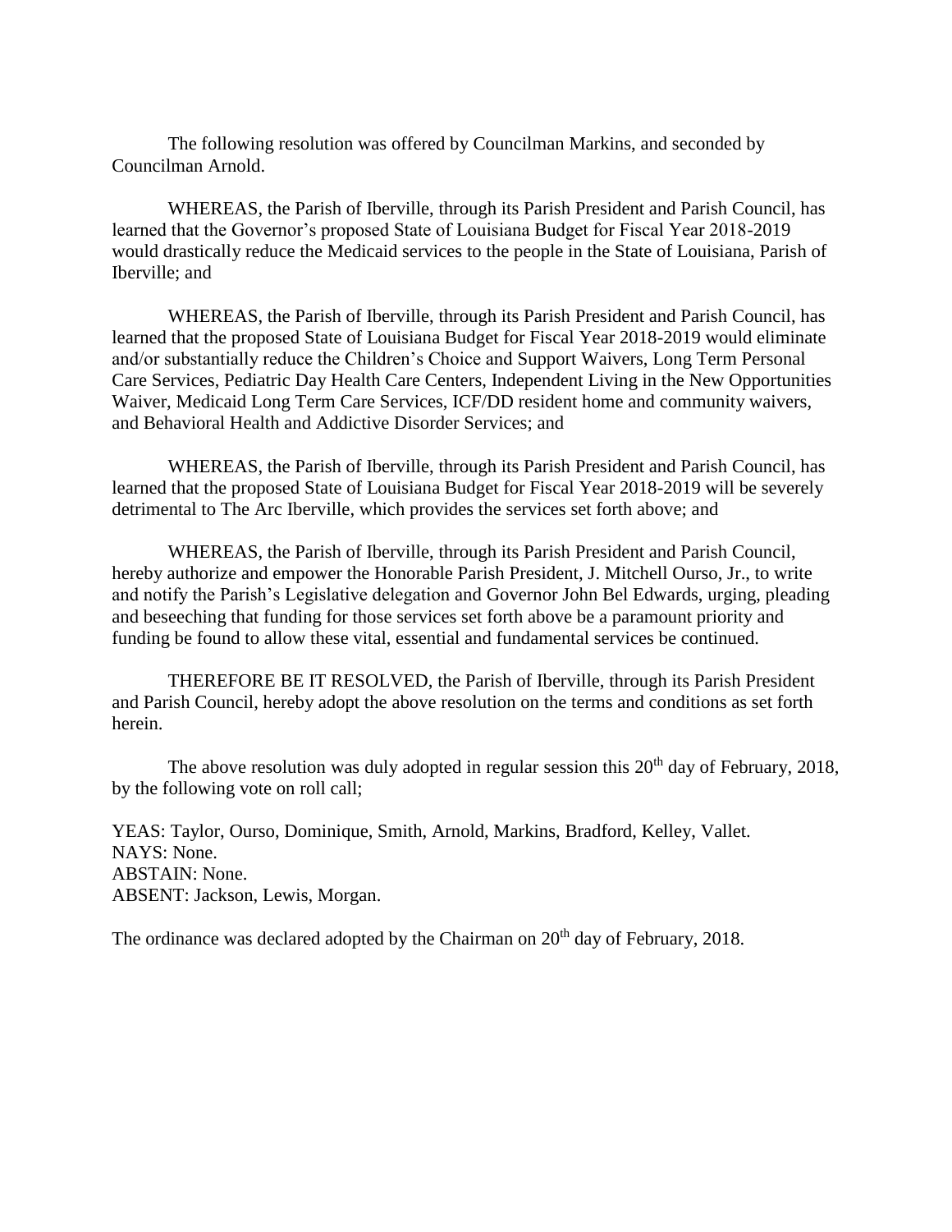The following resolution was offered by Councilman Markins, and seconded by Councilman Arnold.

WHEREAS, the Parish of Iberville, through its Parish President and Parish Council, has learned that the Governor's proposed State of Louisiana Budget for Fiscal Year 2018-2019 would drastically reduce the Medicaid services to the people in the State of Louisiana, Parish of Iberville; and

WHEREAS, the Parish of Iberville, through its Parish President and Parish Council, has learned that the proposed State of Louisiana Budget for Fiscal Year 2018-2019 would eliminate and/or substantially reduce the Children's Choice and Support Waivers, Long Term Personal Care Services, Pediatric Day Health Care Centers, Independent Living in the New Opportunities Waiver, Medicaid Long Term Care Services, ICF/DD resident home and community waivers, and Behavioral Health and Addictive Disorder Services; and

WHEREAS, the Parish of Iberville, through its Parish President and Parish Council, has learned that the proposed State of Louisiana Budget for Fiscal Year 2018-2019 will be severely detrimental to The Arc Iberville, which provides the services set forth above; and

WHEREAS, the Parish of Iberville, through its Parish President and Parish Council, hereby authorize and empower the Honorable Parish President, J. Mitchell Ourso, Jr., to write and notify the Parish's Legislative delegation and Governor John Bel Edwards, urging, pleading and beseeching that funding for those services set forth above be a paramount priority and funding be found to allow these vital, essential and fundamental services be continued.

THEREFORE BE IT RESOLVED, the Parish of Iberville, through its Parish President and Parish Council, hereby adopt the above resolution on the terms and conditions as set forth herein.

The above resolution was duly adopted in regular session this 20th day of February, 2018, by the following vote on roll call;

YEAS: Taylor, Ourso, Dominique, Smith, Arnold, Markins, Bradford, Kelley, Vallet.
NAYS: None.
ABSTAIN: None.
ABSENT: Jackson, Lewis, Morgan.

The ordinance was declared adopted by the Chairman on 20th day of February, 2018.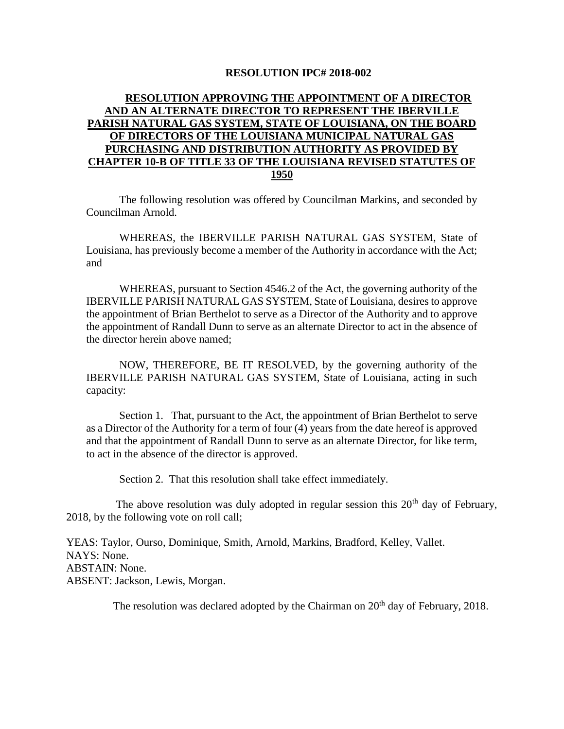**RESOLUTION IPC# 2018-002**

**RESOLUTION APPROVING THE APPOINTMENT OF A DIRECTOR AND AN ALTERNATE DIRECTOR TO REPRESENT THE IBERVILLE PARISH NATURAL GAS SYSTEM, STATE OF LOUISIANA, ON THE BOARD OF DIRECTORS OF THE LOUISIANA MUNICIPAL NATURAL GAS PURCHASING AND DISTRIBUTION AUTHORITY AS PROVIDED BY CHAPTER 10-B OF TITLE 33 OF THE LOUISIANA REVISED STATUTES OF 1950**

The following resolution was offered by Councilman Markins, and seconded by Councilman Arnold.

WHEREAS, the IBERVILLE PARISH NATURAL GAS SYSTEM, State of Louisiana, has previously become a member of the Authority in accordance with the Act; and

WHEREAS, pursuant to Section 4546.2 of the Act, the governing authority of the IBERVILLE PARISH NATURAL GAS SYSTEM, State of Louisiana, desires to approve the appointment of Brian Berthelot to serve as a Director of the Authority and to approve the appointment of Randall Dunn to serve as an alternate Director to act in the absence of the director herein above named;

NOW, THEREFORE, BE IT RESOLVED, by the governing authority of the IBERVILLE PARISH NATURAL GAS SYSTEM, State of Louisiana, acting in such capacity:

Section 1. That, pursuant to the Act, the appointment of Brian Berthelot to serve as a Director of the Authority for a term of four (4) years from the date hereof is approved and that the appointment of Randall Dunn to serve as an alternate Director, for like term, to act in the absence of the director is approved.

Section 2. That this resolution shall take effect immediately.

The above resolution was duly adopted in regular session this 20th day of February, 2018, by the following vote on roll call;

YEAS: Taylor, Ourso, Dominique, Smith, Arnold, Markins, Bradford, Kelley, Vallet.
NAYS: None.
ABSTAIN: None.
ABSENT: Jackson, Lewis, Morgan.

The resolution was declared adopted by the Chairman on 20th day of February, 2018.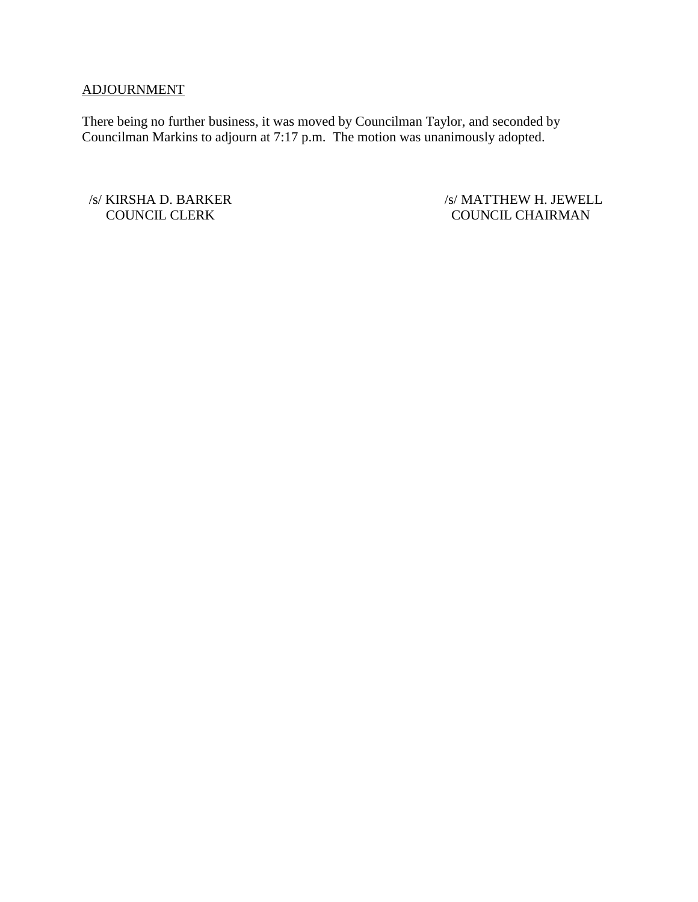ADJOURNMENT

There being no further business, it was moved by Councilman Taylor, and seconded by Councilman Markins to adjourn at 7:17 p.m. The motion was unanimously adopted.

/s/ KIRSHA D. BARKER
COUNCIL CLERK

/s/ MATTHEW H. JEWELL
COUNCIL CHAIRMAN